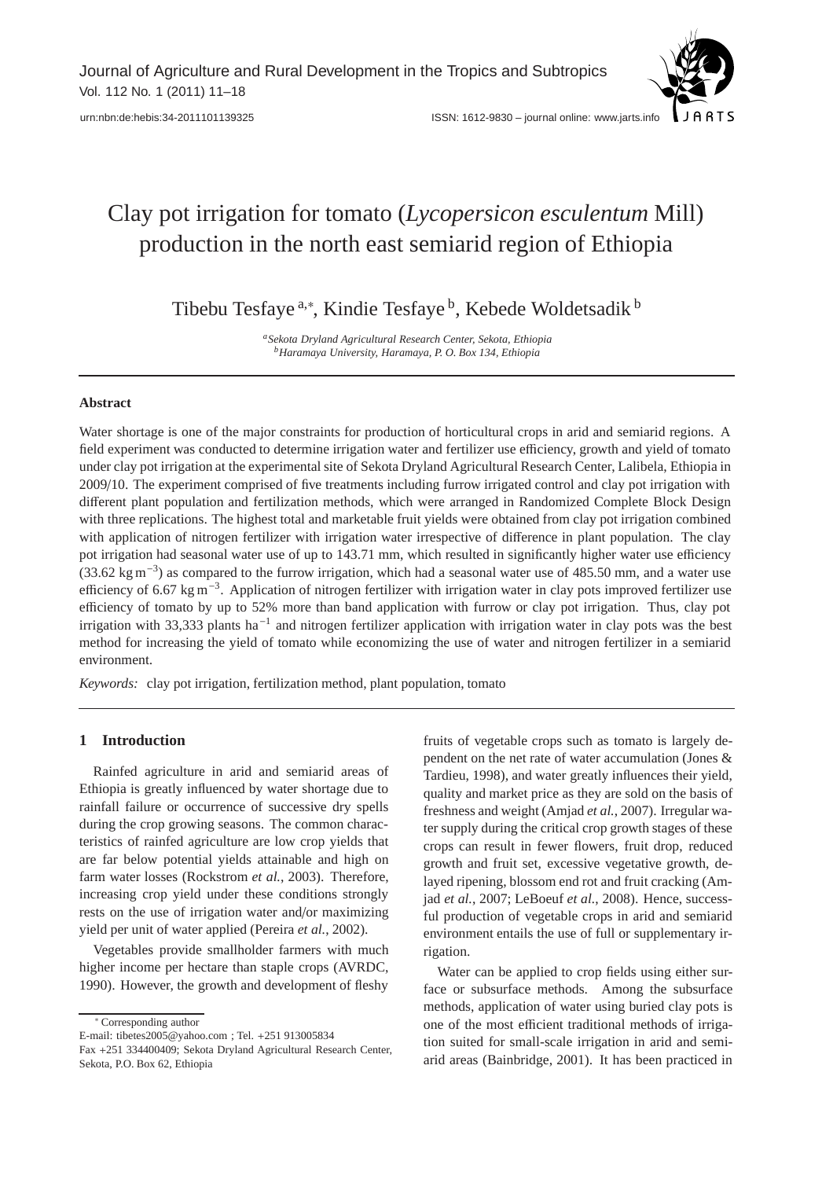# Clay pot irrigation for tomato (*Lycopersicon esculentum* Mill) production in the north east semiarid region of Ethiopia

Tibebu Tesfaye [a,*], Kindie Tesfaye [b], Kebede Woldetsadik [b]

[a] *Sekota Dryland Agricultural Research Center, Sekota, Ethiopia*
[b] *Haramaya University, Haramaya, P. O. Box 134, Ethiopia*

## Abstract

Water shortage is one of the major constraints for production of horticultural crops in arid and semiarid regions. A field experiment was conducted to determine irrigation water and fertilizer use efficiency, growth and yield of tomato under clay pot irrigation at the experimental site of Sekota Dryland Agricultural Research Center, Lalibela, Ethiopia in 2009/10. The experiment comprised of five treatments including furrow irrigated control and clay pot irrigation with different plant population and fertilization methods, which were arranged in Randomized Complete Block Design with three replications. The highest total and marketable fruit yields were obtained from clay pot irrigation combined with application of nitrogen fertilizer with irrigation water irrespective of difference in plant population. The clay pot irrigation had seasonal water use of up to 143.71 mm, which resulted in significantly higher water use efficiency (33.62 $\text{kg m}^{-3}$) as compared to the furrow irrigation, which had a seasonal water use of 485.50 mm, and a water use efficiency of 6.67 $\text{kg m}^{-3}$. Application of nitrogen fertilizer with irrigation water in clay pots improved fertilizer use efficiency of tomato by up to 52% more than band application with furrow or clay pot irrigation. Thus, clay pot irrigation with 33,333 plants $\text{ha}^{-1}$ and nitrogen fertilizer application with irrigation water in clay pots was the best method for increasing the yield of tomato while economizing the use of water and nitrogen fertilizer in a semiarid environment.

*Keywords:* clay pot irrigation, fertilization method, plant population, tomato

## 1 Introduction

Rainfed agriculture in arid and semiarid areas of Ethiopia is greatly influenced by water shortage due to rainfall failure or occurrence of successive dry spells during the crop growing seasons. The common characteristics of rainfed agriculture are low crop yields that are far below potential yields attainable and high on farm water losses (Rockstrom *et al.*, 2003). Therefore, increasing crop yield under these conditions strongly rests on the use of irrigation water and/or maximizing yield per unit of water applied (Pereira *et al.*, 2002).

Vegetables provide smallholder farmers with much higher income per hectare than staple crops (AVRDC, 1990). However, the growth and development of fleshy fruits of vegetable crops such as tomato is largely dependent on the net rate of water accumulation (Jones & Tardieu, 1998), and water greatly influences their yield, quality and market price as they are sold on the basis of freshness and weight (Amjad *et al.*, 2007). Irregular water supply during the critical crop growth stages of these crops can result in fewer flowers, fruit drop, reduced growth and fruit set, excessive vegetative growth, delayed ripening, blossom end rot and fruit cracking (Amjad *et al.*, 2007; LeBoeuf *et al.*, 2008). Hence, successful production of vegetable crops in arid and semiarid environment entails the use of full or supplementary irrigation.

Water can be applied to crop fields using either surface or subsurface methods. Among the subsurface methods, application of water using buried clay pots is one of the most efficient traditional methods of irrigation suited for small-scale irrigation in arid and semiarid areas (Bainbridge, 2001). It has been practiced in

* Corresponding author
E-mail: tibetes2005@yahoo.com ; Tel. +251 913005834
Fax +251 334400409; Sekota Dryland Agricultural Research Center, Sekota, P.O. Box 62, Ethiopia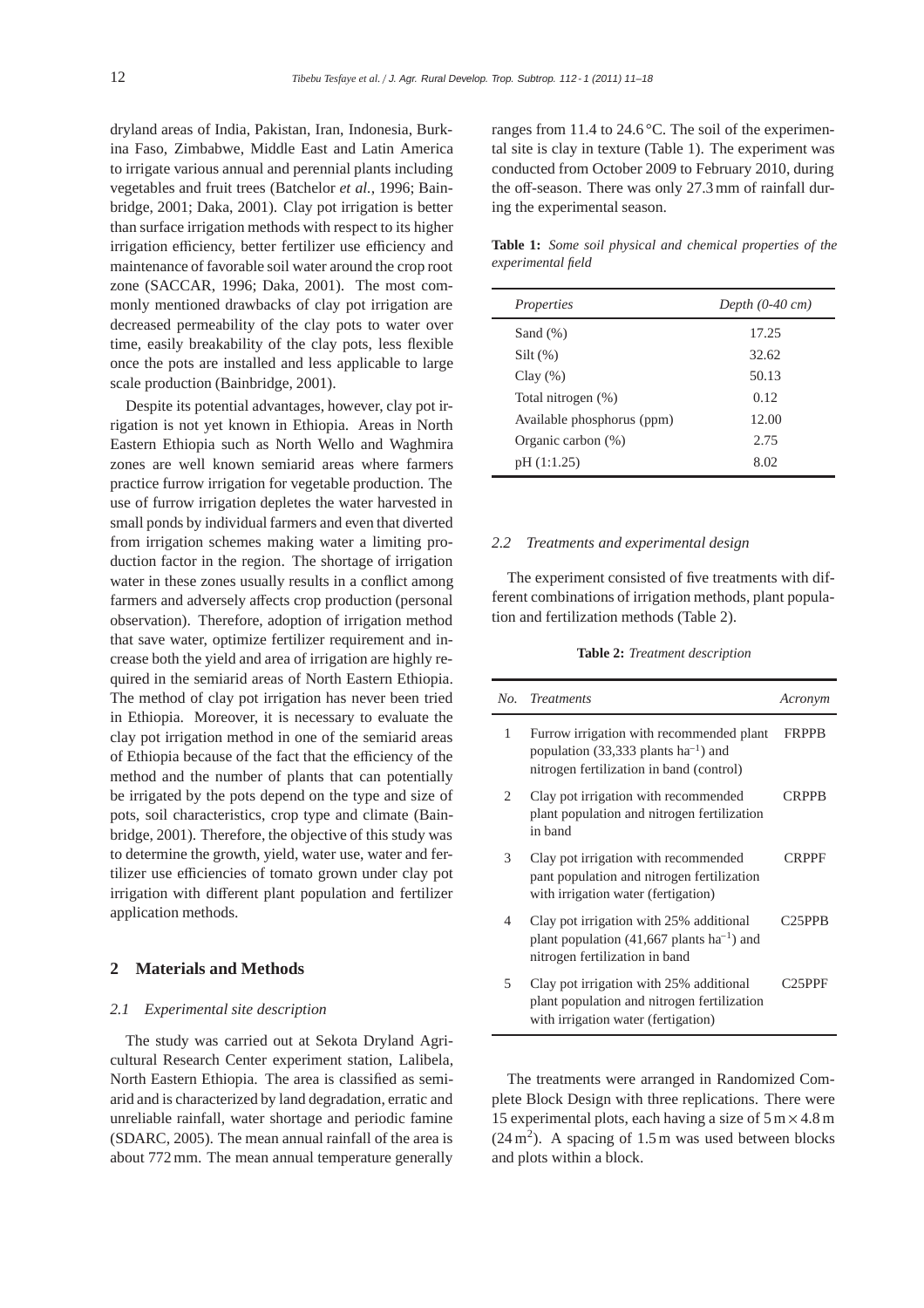dryland areas of India, Pakistan, Iran, Indonesia, Burkina Faso, Zimbabwe, Middle East and Latin America to irrigate various annual and perennial plants including vegetables and fruit trees (Batchelor *et al.*, 1996; Bainbridge, 2001; Daka, 2001). Clay pot irrigation is better than surface irrigation methods with respect to its higher irrigation efficiency, better fertilizer use efficiency and maintenance of favorable soil water around the crop root zone (SACCAR, 1996; Daka, 2001). The most commonly mentioned drawbacks of clay pot irrigation are decreased permeability of the clay pots to water over time, easily breakability of the clay pots, less flexible once the pots are installed and less applicable to large scale production (Bainbridge, 2001).

Despite its potential advantages, however, clay pot irrigation is not yet known in Ethiopia. Areas in North Eastern Ethiopia such as North Wello and Waghmira zones are well known semiarid areas where farmers practice furrow irrigation for vegetable production. The use of furrow irrigation depletes the water harvested in small ponds by individual farmers and even that diverted from irrigation schemes making water a limiting production factor in the region. The shortage of irrigation water in these zones usually results in a conflict among farmers and adversely affects crop production (personal observation). Therefore, adoption of irrigation method that save water, optimize fertilizer requirement and increase both the yield and area of irrigation are highly required in the semiarid areas of North Eastern Ethiopia. The method of clay pot irrigation has never been tried in Ethiopia. Moreover, it is necessary to evaluate the clay pot irrigation method in one of the semiarid areas of Ethiopia because of the fact that the efficiency of the method and the number of plants that can potentially be irrigated by the pots depend on the type and size of pots, soil characteristics, crop type and climate (Bainbridge, 2001). Therefore, the objective of this study was to determine the growth, yield, water use, water and fertilizer use efficiencies of tomato grown under clay pot irrigation with different plant population and fertilizer application methods.

## 2 Materials and Methods

### 2.1 Experimental site description

The study was carried out at Sekota Dryland Agricultural Research Center experiment station, Lalibela, North Eastern Ethiopia. The area is classified as semiarid and is characterized by land degradation, erratic and unreliable rainfall, water shortage and periodic famine (SDARC, 2005). The mean annual rainfall of the area is about 772 mm. The mean annual temperature generally ranges from 11.4 to 24.6 °C. The soil of the experimental site is clay in texture (Table 1). The experiment was conducted from October 2009 to February 2010, during the off-season. There was only 27.3 mm of rainfall during the experimental season.

**Table 1:** *Some soil physical and chemical properties of the experimental field*

| *Properties* | *Depth (0-40 cm)* |
|---|---|
| Sand (%) | 17.25 |
| Silt (%) | 32.62 |
| Clay (%) | 50.13 |
| Total nitrogen (%) | 0.12 |
| Available phosphorus (ppm) | 12.00 |
| Organic carbon (%) | 2.75 |
| pH (1:1.25) | 8.02 |

### 2.2 Treatments and experimental design

The experiment consisted of five treatments with different combinations of irrigation methods, plant population and fertilization methods (Table 2).

**Table 2:** *Treatment description*

| *No.* | *Treatments* | *Acronym* |
|---|---|---|
| 1 | Furrow irrigation with recommended plant population (33,333 plants $ha^{-1}$) and nitrogen fertilization in band (control) | FRPPB |
| 2 | Clay pot irrigation with recommended plant population and nitrogen fertilization in band | CRPPB |
| 3 | Clay pot irrigation with recommended pant population and nitrogen fertilization with irrigation water (fertigation) | CRPPF |
| 4 | Clay pot irrigation with 25% additional plant population (41,667 plants $ha^{-1}$) and nitrogen fertilization in band | C25PPB |
| 5 | Clay pot irrigation with 25% additional plant population and nitrogen fertilization with irrigation water (fertigation) | C25PPF |

The treatments were arranged in Randomized Complete Block Design with three replications. There were 15 experimental plots, each having a size of $5\,m \times 4.8\,m$ ($24\,m^2$). A spacing of 1.5 m was used between blocks and plots within a block.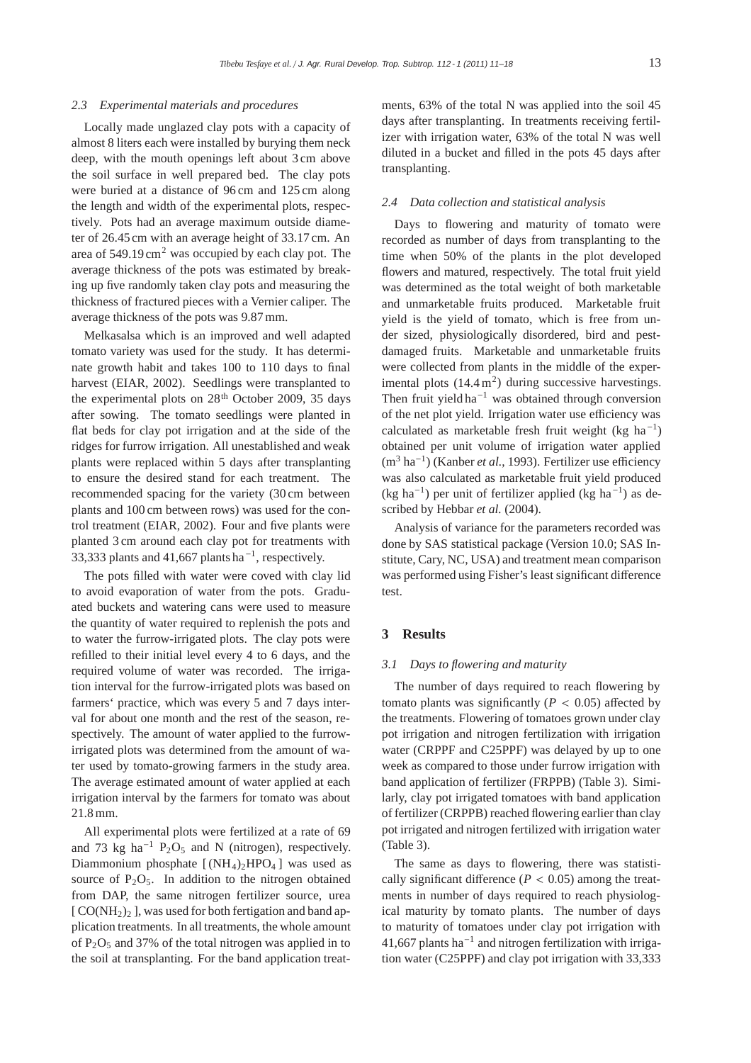### 2.3 Experimental materials and procedures

Locally made unglazed clay pots with a capacity of almost 8 liters each were installed by burying them neck deep, with the mouth openings left about 3 cm above the soil surface in well prepared bed. The clay pots were buried at a distance of 96 cm and 125 cm along the length and width of the experimental plots, respectively. Pots had an average maximum outside diameter of 26.45 cm with an average height of 33.17 cm. An area of 549.19 $cm^2$ was occupied by each clay pot. The average thickness of the pots was estimated by breaking up five randomly taken clay pots and measuring the thickness of fractured pieces with a Vernier caliper. The average thickness of the pots was 9.87 mm.

Melkasalsa which is an improved and well adapted tomato variety was used for the study. It has determinate growth habit and takes 100 to 110 days to final harvest (EIAR, 2002). Seedlings were transplanted to the experimental plots on 28$^{th}$ October 2009, 35 days after sowing. The tomato seedlings were planted in flat beds for clay pot irrigation and at the side of the ridges for furrow irrigation. All unestablished and weak plants were replaced within 5 days after transplanting to ensure the desired stand for each treatment. The recommended spacing for the variety (30 cm between plants and 100 cm between rows) was used for the control treatment (EIAR, 2002). Four and five plants were planted 3 cm around each clay pot for treatments with 33,333 plants and 41,667 plants $ha^{-1}$, respectively.

The pots filled with water were coved with clay lid to avoid evaporation of water from the pots. Graduated buckets and watering cans were used to measure the quantity of water required to replenish the pots and to water the furrow-irrigated plots. The clay pots were refilled to their initial level every 4 to 6 days, and the required volume of water was recorded. The irrigation interval for the furrow-irrigated plots was based on farmers‘ practice, which was every 5 and 7 days interval for about one month and the rest of the season, respectively. The amount of water applied to the furrow-irrigated plots was determined from the amount of water used by tomato-growing farmers in the study area. The average estimated amount of water applied at each irrigation interval by the farmers for tomato was about 21.8 mm.

All experimental plots were fertilized at a rate of 69 and 73 kg $ha^{-1}$ $P_2O_5$ and N (nitrogen), respectively. Diammonium phosphate [$(NH_4)_2HPO_4$] was used as source of $P_2O_5$. In addition to the nitrogen obtained from DAP, the same nitrogen fertilizer source, urea [$CO(NH_2)_2$], was used for both fertigation and band application treatments. In all treatments, the whole amount of $P_2O_5$ and 37% of the total nitrogen was applied in to the soil at transplanting. For the band application treatments, 63% of the total N was applied into the soil 45 days after transplanting. In treatments receiving fertilizer with irrigation water, 63% of the total N was well diluted in a bucket and filled in the pots 45 days after transplanting.

### 2.4 Data collection and statistical analysis

Days to flowering and maturity of tomato were recorded as number of days from transplanting to the time when 50% of the plants in the plot developed flowers and matured, respectively. The total fruit yield was determined as the total weight of both marketable and unmarketable fruits produced. Marketable fruit yield is the yield of tomato, which is free from under sized, physiologically disordered, bird and pest-damaged fruits. Marketable and unmarketable fruits were collected from plants in the middle of the experimental plots (14.4 $m^2$) during successive harvestings. Then fruit yield $ha^{-1}$ was obtained through conversion of the net plot yield. Irrigation water use efficiency was calculated as marketable fresh fruit weight (kg $ha^{-1}$) obtained per unit volume of irrigation water applied ($m^3$ $ha^{-1}$) (Kanber *et al.*, 1993). Fertilizer use efficiency was also calculated as marketable fruit yield produced (kg $ha^{-1}$) per unit of fertilizer applied (kg $ha^{-1}$) as described by Hebbar *et al.* (2004).

Analysis of variance for the parameters recorded was done by SAS statistical package (Version 10.0; SAS Institute, Cary, NC, USA) and treatment mean comparison was performed using Fisher's least significant difference test.

## 3 Results

### 3.1 Days to flowering and maturity

The number of days required to reach flowering by tomato plants was significantly ($P < 0.05$) affected by the treatments. Flowering of tomatoes grown under clay pot irrigation and nitrogen fertilization with irrigation water (CRPPF and C25PPF) was delayed by up to one week as compared to those under furrow irrigation with band application of fertilizer (FRPPB) (Table 3). Similarly, clay pot irrigated tomatoes with band application of fertilizer (CRPPB) reached flowering earlier than clay pot irrigated and nitrogen fertilized with irrigation water (Table 3).

The same as days to flowering, there was statistically significant difference ($P < 0.05$) among the treatments in number of days required to reach physiological maturity by tomato plants. The number of days to maturity of tomatoes under clay pot irrigation with 41,667 plants $ha^{-1}$ and nitrogen fertilization with irrigation water (C25PPF) and clay pot irrigation with 33,333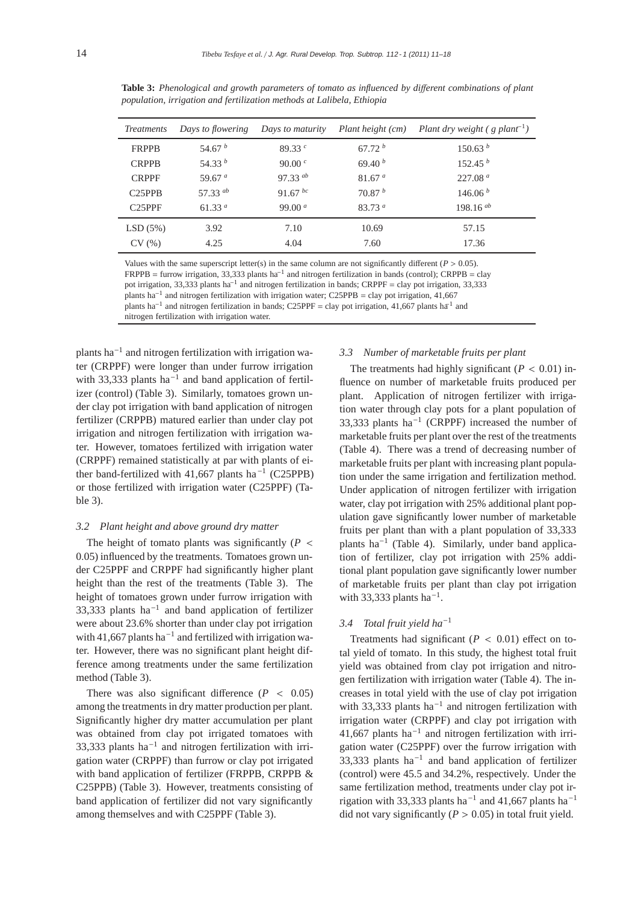**Table 3:** *Phenological and growth parameters of tomato as influenced by different combinations of plant population, irrigation and fertilization methods at Lalibela, Ethiopia*

| *Treatments* | *Days to flowering* | *Days to maturity* | *Plant height (cm)* | *Plant dry weight ( g plant$^{-1}$)* |
|---|---|---|---|---|
| FRPPB | 54.67 $^{b}$ | 89.33 $^{c}$ | 67.72 $^{b}$ | 150.63 $^{b}$ |
| CRPPB | 54.33 $^{b}$ | 90.00 $^{c}$ | 69.40 $^{b}$ | 152.45 $^{b}$ |
| CRPPF | 59.67 $^{a}$ | 97.33 $^{ab}$ | 81.67 $^{a}$ | 227.08 $^{a}$ |
| C25PPB | 57.33 $^{ab}$ | 91.67 $^{bc}$ | 70.87 $^{b}$ | 146.06 $^{b}$ |
| C25PPF | 61.33 $^{a}$ | 99.00 $^{a}$ | 83.73 $^{a}$ | 198.16 $^{ab}$ |
| LSD (5%) | 3.92 | 7.10 | 10.69 | 57.15 |
| CV (%) | 4.25 | 4.04 | 7.60 | 17.36 |

Values with the same superscript letter(s) in the same column are not significantly different ($P > 0.05$). FRPPB = furrow irrigation, 33,333 plants ha$^{-1}$ and nitrogen fertilization in bands (control); CRPPB = clay pot irrigation, 33,333 plants ha$^{-1}$ and nitrogen fertilization in bands; CRPPF = clay pot irrigation, 33,333 plants ha$^{-1}$ and nitrogen fertilization with irrigation water; C25PPB = clay pot irrigation, 41,667 plants ha$^{-1}$ and nitrogen fertilization in bands; C25PPF = clay pot irrigation, 41,667 plants ha$^{-1}$ and nitrogen fertilization with irrigation water.

plants ha$^{-1}$ and nitrogen fertilization with irrigation water (CRPPF) were longer than under furrow irrigation with 33,333 plants ha$^{-1}$ and band application of fertilizer (control) (Table 3). Similarly, tomatoes grown under clay pot irrigation with band application of nitrogen fertilizer (CRPPB) matured earlier than under clay pot irrigation and nitrogen fertilization with irrigation water. However, tomatoes fertilized with irrigation water (CRPPF) remained statistically at par with plants of either band-fertilized with 41,667 plants ha$^{-1}$ (C25PPB) or those fertilized with irrigation water (C25PPF) (Table 3).

### *3.2 Plant height and above ground dry matter*

The height of tomato plants was significantly ($P < 0.05$) influenced by the treatments. Tomatoes grown under C25PPF and CRPPF had significantly higher plant height than the rest of the treatments (Table 3). The height of tomatoes grown under furrow irrigation with 33,333 plants ha$^{-1}$ and band application of fertilizer were about 23.6% shorter than under clay pot irrigation with 41,667 plants ha$^{-1}$ and fertilized with irrigation water. However, there was no significant plant height difference among treatments under the same fertilization method (Table 3).

There was also significant difference ($P < 0.05$) among the treatments in dry matter production per plant. Significantly higher dry matter accumulation per plant was obtained from clay pot irrigated tomatoes with 33,333 plants ha$^{-1}$ and nitrogen fertilization with irrigation water (CRPPF) than furrow or clay pot irrigated with band application of fertilizer (FRPPB, CRPPB & C25PPB) (Table 3). However, treatments consisting of band application of fertilizer did not vary significantly among themselves and with C25PPF (Table 3).

### *3.3 Number of marketable fruits per plant*

The treatments had highly significant ($P < 0.01$) influence on number of marketable fruits produced per plant. Application of nitrogen fertilizer with irrigation water through clay pots for a plant population of 33,333 plants ha$^{-1}$ (CRPPF) increased the number of marketable fruits per plant over the rest of the treatments (Table 4). There was a trend of decreasing number of marketable fruits per plant with increasing plant population under the same irrigation and fertilization method. Under application of nitrogen fertilizer with irrigation water, clay pot irrigation with 25% additional plant population gave significantly lower number of marketable fruits per plant than with a plant population of 33,333 plants ha$^{-1}$ (Table 4). Similarly, under band application of fertilizer, clay pot irrigation with 25% additional plant population gave significantly lower number of marketable fruits per plant than clay pot irrigation with 33,333 plants ha$^{-1}$.

### *3.4 Total fruit yield ha$^{-1}$*

Treatments had significant ($P < 0.01$) effect on total yield of tomato. In this study, the highest total fruit yield was obtained from clay pot irrigation and nitrogen fertilization with irrigation water (Table 4). The increases in total yield with the use of clay pot irrigation with 33,333 plants ha$^{-1}$ and nitrogen fertilization with irrigation water (CRPPF) and clay pot irrigation with 41,667 plants ha$^{-1}$ and nitrogen fertilization with irrigation water (C25PPF) over the furrow irrigation with 33,333 plants ha$^{-1}$ and band application of fertilizer (control) were 45.5 and 34.2%, respectively. Under the same fertilization method, treatments under clay pot irrigation with 33,333 plants ha$^{-1}$ and 41,667 plants ha$^{-1}$ did not vary significantly ($P > 0.05$) in total fruit yield.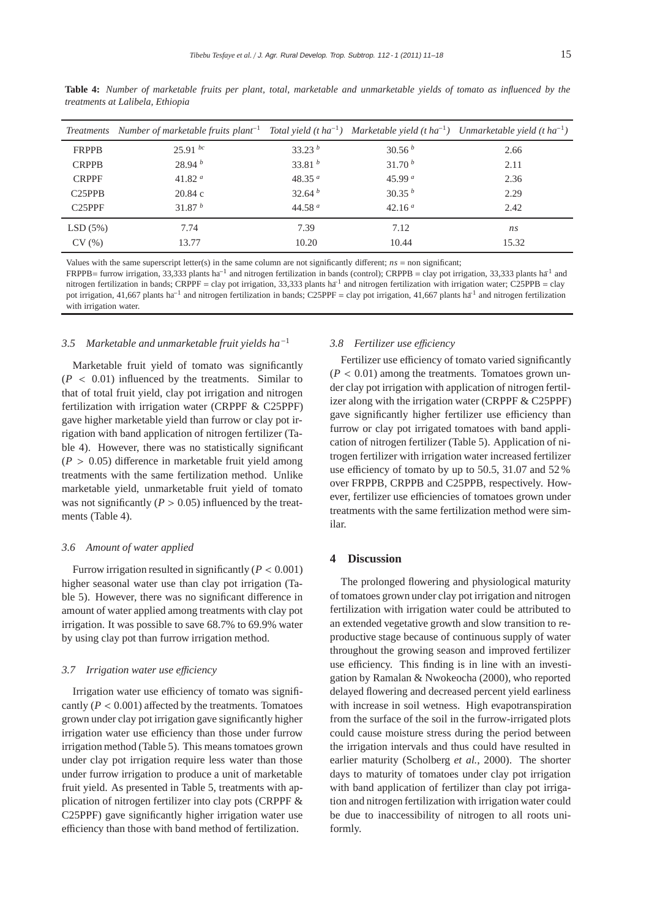**Table 4:** *Number of marketable fruits per plant, total, marketable and unmarketable yields of tomato as influenced by the treatments at Lalibela, Ethiopia*

| *Treatments* | *Number of marketable fruits plant*$^{-1}$ | *Total yield (t ha*$^{-1}$*)* | *Marketable yield (t ha*$^{-1}$*)* | *Unmarketable yield (t ha*$^{-1}$*)* |
|---|---|---|---|---|
| FRPPB | 25.91 $^{bc}$ | 33.23 $^{b}$ | 30.56 $^{b}$ | 2.66 |
| CRPPB | 28.94 $^{b}$ | 33.81 $^{b}$ | 31.70 $^{b}$ | 2.11 |
| CRPPF | 41.82 $^{a}$ | 48.35 $^{a}$ | 45.99 $^{a}$ | 2.36 |
| C25PPB | 20.84 c | 32.64 $^{b}$ | 30.35 $^{b}$ | 2.29 |
| C25PPF | 31.87 $^{b}$ | 44.58 $^{a}$ | 42.16 $^{a}$ | 2.42 |
| LSD (5%) | 7.74 | 7.39 | 7.12 | *ns* |
| CV (%) | 13.77 | 10.20 | 10.44 | 15.32 |

Values with the same superscript letter(s) in the same column are not significantly different; *ns* = non significant;
FRPPB= furrow irrigation, 33,333 plants ha$^{-1}$ and nitrogen fertilization in bands (control); CRPPB = clay pot irrigation, 33,333 plants ha$^{-1}$ and nitrogen fertilization in bands; CRPPF = clay pot irrigation, 33,333 plants ha$^{-1}$ and nitrogen fertilization with irrigation water; C25PPB = clay pot irrigation, 41,667 plants ha$^{-1}$ and nitrogen fertilization in bands; C25PPF = clay pot irrigation, 41,667 plants ha$^{-1}$ and nitrogen fertilization with irrigation water.

### *3.5 Marketable and unmarketable fruit yields ha*$^{-1}$

Marketable fruit yield of tomato was significantly ($P < 0.01$) influenced by the treatments. Similar to that of total fruit yield, clay pot irrigation and nitrogen fertilization with irrigation water (CRPPF & C25PPF) gave higher marketable yield than furrow or clay pot irrigation with band application of nitrogen fertilizer (Table 4). However, there was no statistically significant ($P > 0.05$) difference in marketable fruit yield among treatments with the same fertilization method. Unlike marketable yield, unmarketable fruit yield of tomato was not significantly ($P > 0.05$) influenced by the treatments (Table 4).

### *3.6 Amount of water applied*

Furrow irrigation resulted in significantly ($P < 0.001$) higher seasonal water use than clay pot irrigation (Table 5). However, there was no significant difference in amount of water applied among treatments with clay pot irrigation. It was possible to save 68.7% to 69.9% water by using clay pot than furrow irrigation method.

### *3.7 Irrigation water use efficiency*

Irrigation water use efficiency of tomato was significantly ($P < 0.001$) affected by the treatments. Tomatoes grown under clay pot irrigation gave significantly higher irrigation water use efficiency than those under furrow irrigation method (Table 5). This means tomatoes grown under clay pot irrigation require less water than those under furrow irrigation to produce a unit of marketable fruit yield. As presented in Table 5, treatments with application of nitrogen fertilizer into clay pots (CRPPF & C25PPF) gave significantly higher irrigation water use efficiency than those with band method of fertilization.

### *3.8 Fertilizer use efficiency*

Fertilizer use efficiency of tomato varied significantly ($P < 0.01$) among the treatments. Tomatoes grown under clay pot irrigation with application of nitrogen fertilizer along with the irrigation water (CRPPF & C25PPF) gave significantly higher fertilizer use efficiency than furrow or clay pot irrigated tomatoes with band application of nitrogen fertilizer (Table 5). Application of nitrogen fertilizer with irrigation water increased fertilizer use efficiency of tomato by up to 50.5, 31.07 and 52 % over FRPPB, CRPPB and C25PPB, respectively. However, fertilizer use efficiencies of tomatoes grown under treatments with the same fertilization method were similar.

## 4 Discussion

The prolonged flowering and physiological maturity of tomatoes grown under clay pot irrigation and nitrogen fertilization with irrigation water could be attributed to an extended vegetative growth and slow transition to reproductive stage because of continuous supply of water throughout the growing season and improved fertilizer use efficiency. This finding is in line with an investigation by Ramalan & Nwokeocha (2000), who reported delayed flowering and decreased percent yield earliness with increase in soil wetness. High evapotranspiration from the surface of the soil in the furrow-irrigated plots could cause moisture stress during the period between the irrigation intervals and thus could have resulted in earlier maturity (Scholberg *et al.*, 2000). The shorter days to maturity of tomatoes under clay pot irrigation with band application of fertilizer than clay pot irrigation and nitrogen fertilization with irrigation water could be due to inaccessibility of nitrogen to all roots uniformly.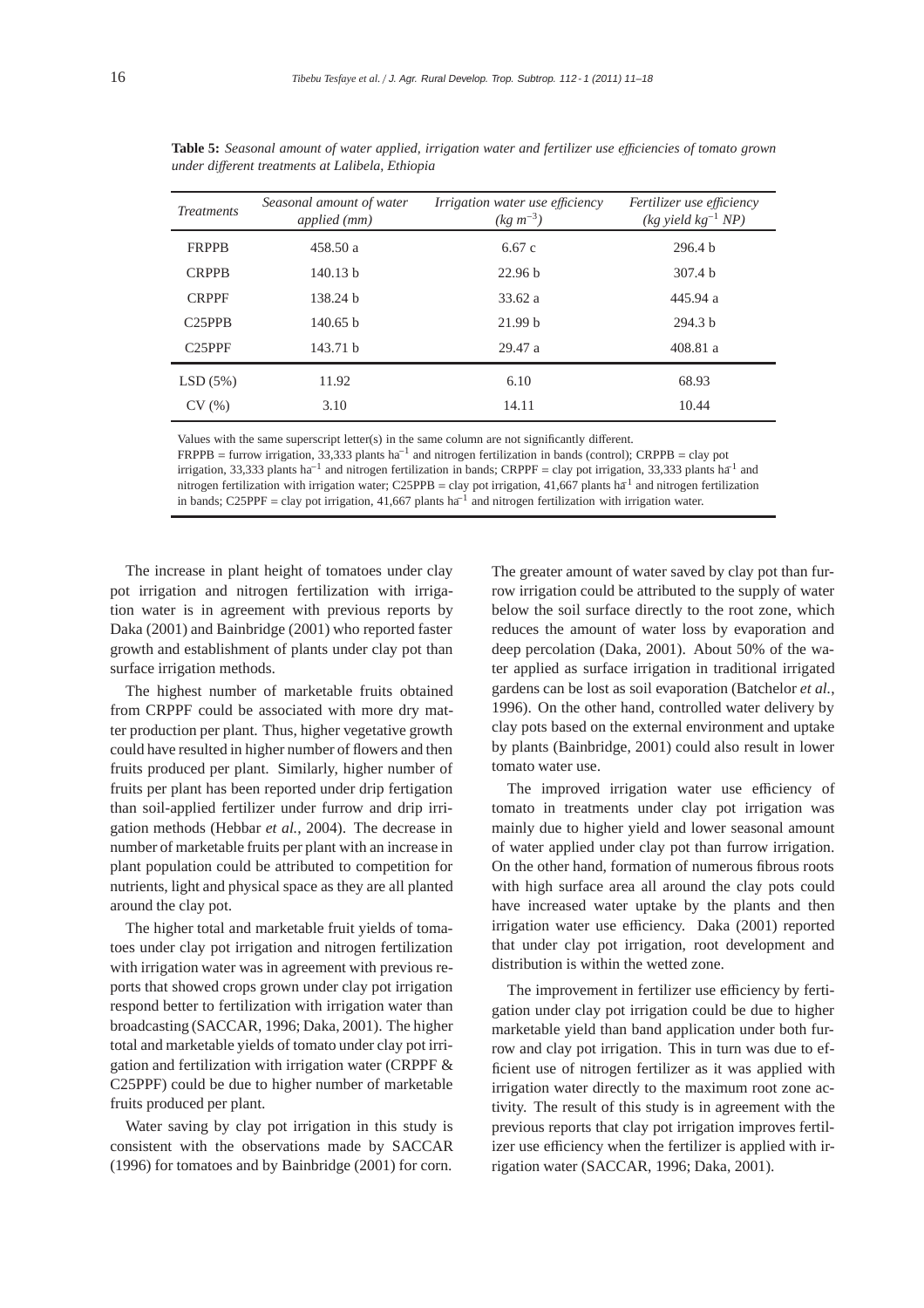**Table 5:** *Seasonal amount of water applied, irrigation water and fertilizer use efficiencies of tomato grown under different treatments at Lalibela, Ethiopia*

| *Treatments* | *Seasonal amount of water applied (mm)* | *Irrigation water use efficiency ($kg\ m^{-3}$)* | *Fertilizer use efficiency ($kg$ yield $kg^{-1}$ NP)* |
|---|---|---|---|
| FRPPB | 458.50 a | 6.67 c | 296.4 b |
| CRPPB | 140.13 b | 22.96 b | 307.4 b |
| CRPPF | 138.24 b | 33.62 a | 445.94 a |
| C25PPB | 140.65 b | 21.99 b | 294.3 b |
| C25PPF | 143.71 b | 29.47 a | 408.81 a |
| LSD (5%) | 11.92 | 6.10 | 68.93 |
| CV (%) | 3.10 | 14.11 | 10.44 |

Values with the same superscript letter(s) in the same column are not significantly different.
FRPPB = furrow irrigation, 33,333 plants $ha^{-1}$ and nitrogen fertilization in bands (control); CRPPB = clay pot irrigation, 33,333 plants $ha^{-1}$ and nitrogen fertilization in bands; CRPPF = clay pot irrigation, 33,333 plants $ha^{-1}$ and nitrogen fertilization with irrigation water; C25PPB = clay pot irrigation, 41,667 plants $ha^{-1}$ and nitrogen fertilization in bands; C25PPF = clay pot irrigation, 41,667 plants $ha^{-1}$ and nitrogen fertilization with irrigation water.

The increase in plant height of tomatoes under clay pot irrigation and nitrogen fertilization with irrigation water is in agreement with previous reports by Daka (2001) and Bainbridge (2001) who reported faster growth and establishment of plants under clay pot than surface irrigation methods.

The highest number of marketable fruits obtained from CRPPF could be associated with more dry matter production per plant. Thus, higher vegetative growth could have resulted in higher number of flowers and then fruits produced per plant. Similarly, higher number of fruits per plant has been reported under drip fertigation than soil-applied fertilizer under furrow and drip irrigation methods (Hebbar *et al.*, 2004). The decrease in number of marketable fruits per plant with an increase in plant population could be attributed to competition for nutrients, light and physical space as they are all planted around the clay pot.

The higher total and marketable fruit yields of tomatoes under clay pot irrigation and nitrogen fertilization with irrigation water was in agreement with previous reports that showed crops grown under clay pot irrigation respond better to fertilization with irrigation water than broadcasting (SACCAR, 1996; Daka, 2001). The higher total and marketable yields of tomato under clay pot irrigation and fertilization with irrigation water (CRPPF & C25PPF) could be due to higher number of marketable fruits produced per plant.

Water saving by clay pot irrigation in this study is consistent with the observations made by SACCAR (1996) for tomatoes and by Bainbridge (2001) for corn. The greater amount of water saved by clay pot than furrow irrigation could be attributed to the supply of water below the soil surface directly to the root zone, which reduces the amount of water loss by evaporation and deep percolation (Daka, 2001). About 50% of the water applied as surface irrigation in traditional irrigated gardens can be lost as soil evaporation (Batchelor *et al.*, 1996). On the other hand, controlled water delivery by clay pots based on the external environment and uptake by plants (Bainbridge, 2001) could also result in lower tomato water use.

The improved irrigation water use efficiency of tomato in treatments under clay pot irrigation was mainly due to higher yield and lower seasonal amount of water applied under clay pot than furrow irrigation. On the other hand, formation of numerous fibrous roots with high surface area all around the clay pots could have increased water uptake by the plants and then irrigation water use efficiency. Daka (2001) reported that under clay pot irrigation, root development and distribution is within the wetted zone.

The improvement in fertilizer use efficiency by fertigation under clay pot irrigation could be due to higher marketable yield than band application under both furrow and clay pot irrigation. This in turn was due to efficient use of nitrogen fertilizer as it was applied with irrigation water directly to the maximum root zone activity. The result of this study is in agreement with the previous reports that clay pot irrigation improves fertilizer use efficiency when the fertilizer is applied with irrigation water (SACCAR, 1996; Daka, 2001).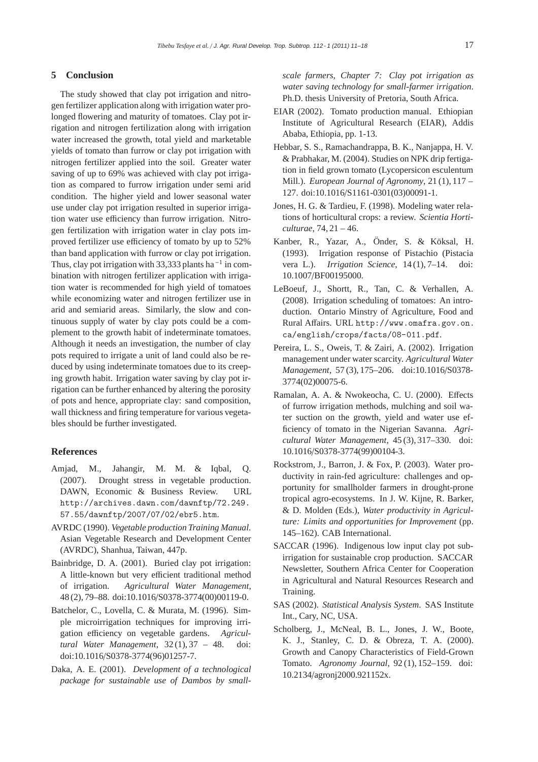## 5 Conclusion

The study showed that clay pot irrigation and nitrogen fertilizer application along with irrigation water prolonged flowering and maturity of tomatoes. Clay pot irrigation and nitrogen fertilization along with irrigation water increased the growth, total yield and marketable yields of tomato than furrow or clay pot irrigation with nitrogen fertilizer applied into the soil. Greater water saving of up to 69% was achieved with clay pot irrigation as compared to furrow irrigation under semi arid condition. The higher yield and lower seasonal water use under clay pot irrigation resulted in superior irrigation water use efficiency than furrow irrigation. Nitrogen fertilization with irrigation water in clay pots improved fertilizer use efficiency of tomato by up to 52% than band application with furrow or clay pot irrigation. Thus, clay pot irrigation with 33,333 plants ha$^{-1}$ in combination with nitrogen fertilizer application with irrigation water is recommended for high yield of tomatoes while economizing water and nitrogen fertilizer use in arid and semiarid areas. Similarly, the slow and continuous supply of water by clay pots could be a complement to the growth habit of indeterminate tomatoes. Although it needs an investigation, the number of clay pots required to irrigate a unit of land could also be reduced by using indeterminate tomatoes due to its creeping growth habit. Irrigation water saving by clay pot irrigation can be further enhanced by altering the porosity of pots and hence, appropriate clay: sand composition, wall thickness and firing temperature for various vegetables should be further investigated.

## References

- Amjad, M., Jahangir, M. M. & Iqbal, Q. (2007). Drought stress in vegetable production. DAWN, Economic & Business Review. URL http://archives.dawn.com/dawnftp/72.249.57.55/dawnftp/2007/07/02/ebr5.htm.
- AVRDC (1990). *Vegetable production Training Manual*. Asian Vegetable Research and Development Center (AVRDC), Shanhua, Taiwan, 447p.
- Bainbridge, D. A. (2001). Buried clay pot irrigation: A little-known but very efficient traditional method of irrigation. *Agricultural Water Management*, 48 (2), 79–88. doi:10.1016/S0378-3774(00)00119-0.
- Batchelor, C., Lovella, C. & Murata, M. (1996). Simple microirrigation techniques for improving irrigation efficiency on vegetable gardens. *Agricultural Water Management*, 32 (1), 37 – 48. doi: doi:10.1016/S0378-3774(96)01257-7.
- Daka, A. E. (2001). *Development of a technological package for sustainable use of Dambos by small-scale farmers, Chapter 7: Clay pot irrigation as water saving technology for small-farmer irrigation*. Ph.D. thesis University of Pretoria, South Africa.
- EIAR (2002). Tomato production manual. Ethiopian Institute of Agricultural Research (EIAR), Addis Ababa, Ethiopia, pp. 1-13.
- Hebbar, S. S., Ramachandrappa, B. K., Nanjappa, H. V. & Prabhakar, M. (2004). Studies on NPK drip fertigation in field grown tomato (Lycopersicon esculentum Mill.). *European Journal of Agronomy*, 21 (1), 117 – 127. doi:10.1016/S1161-0301(03)00091-1.
- Jones, H. G. & Tardieu, F. (1998). Modeling water relations of horticultural crops: a review. *Scientia Horticulturae*, 74, 21 – 46.
- Kanber, R., Yazar, A., Önder, S. & Köksal, H. (1993). Irrigation response of Pistachio (Pistacia vera L.). *Irrigation Science*, 14 (1), 7–14. doi: 10.1007/BF00195000.
- LeBoeuf, J., Shortt, R., Tan, C. & Verhallen, A. (2008). Irrigation scheduling of tomatoes: An introduction. Ontario Minstry of Agriculture, Food and Rural Affairs. URL http://www.omafra.gov.on.ca/english/crops/facts/08-011.pdf.
- Pereira, L. S., Oweis, T. & Zairi, A. (2002). Irrigation management under water scarcity. *Agricultural Water Management*, 57 (3), 175–206. doi:10.1016/S0378-3774(02)00075-6.
- Ramalan, A. A. & Nwokeocha, C. U. (2000). Effects of furrow irrigation methods, mulching and soil water suction on the growth, yield and water use efficiency of tomato in the Nigerian Savanna. *Agricultural Water Management*, 45 (3), 317–330. doi: 10.1016/S0378-3774(99)00104-3.
- Rockstrom, J., Barron, J. & Fox, P. (2003). Water productivity in rain-fed agriculture: challenges and opportunity for smallholder farmers in drought-prone tropical agro-ecosystems. In J. W. Kijne, R. Barker, & D. Molden (Eds.), *Water productivity in Agriculture: Limits and opportunities for Improvement* (pp. 145–162). CAB International.
- SACCAR (1996). Indigenous low input clay pot subirrigation for sustainable crop production. SACCAR Newsletter, Southern Africa Center for Cooperation in Agricultural and Natural Resources Research and Training.
- SAS (2002). *Statistical Analysis System*. SAS Institute Int., Cary, NC, USA.
- Scholberg, J., McNeal, B. L., Jones, J. W., Boote, K. J., Stanley, C. D. & Obreza, T. A. (2000). Growth and Canopy Characteristics of Field-Grown Tomato. *Agronomy Journal*, 92 (1), 152–159. doi: 10.2134/agronj2000.921152x.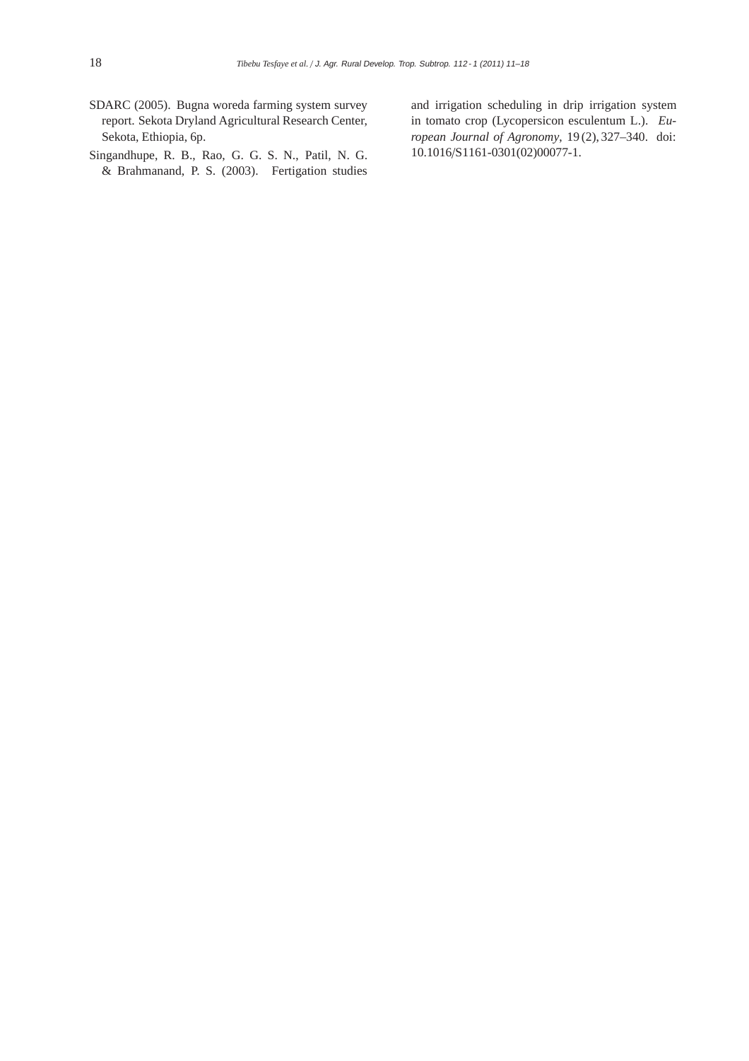SDARC (2005). Bugna woreda farming system survey report. Sekota Dryland Agricultural Research Center, Sekota, Ethiopia, 6p.

Singandhupe, R. B., Rao, G. G. S. N., Patil, N. G. & Brahmanand, P. S. (2003). Fertigation studies and irrigation scheduling in drip irrigation system in tomato crop (Lycopersicon esculentum L.). *European Journal of Agronomy*, 19 (2), 327–340. doi: 10.1016/S1161-0301(02)00077-1.